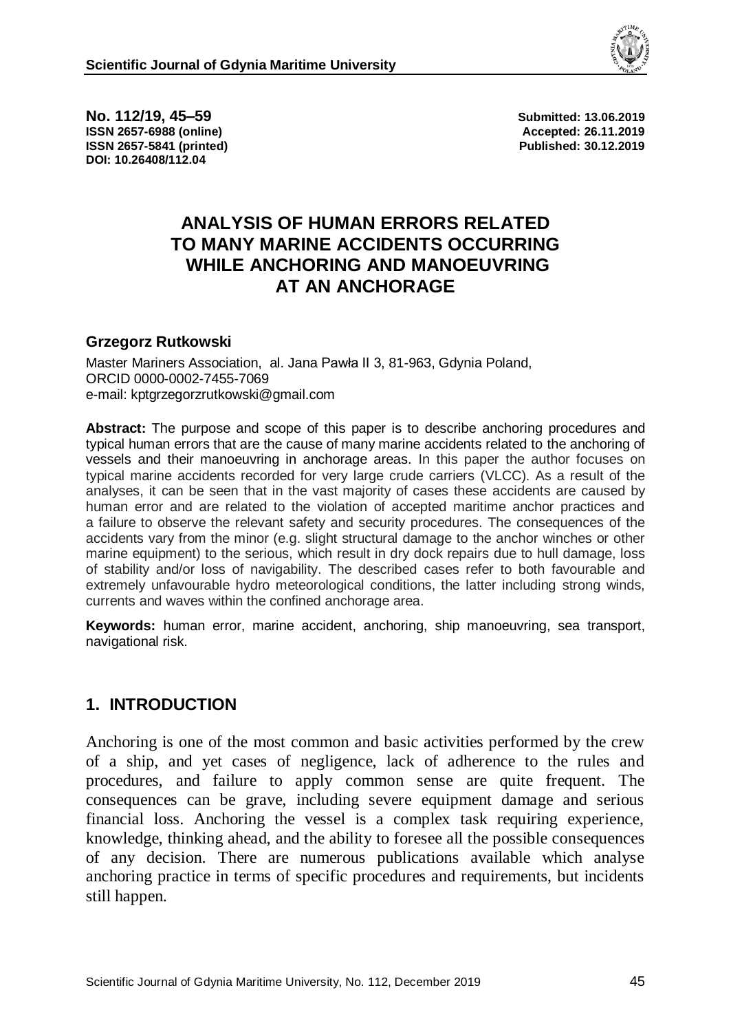**No. 112/19, 45–59**
**ISSN 2657-6988 (online)**
**ISSN 2657-5841 (printed)**
**DOI: 10.26408/112.04**

**Submitted: 13.06.2019**
**Accepted: 26.11.2019**
**Published: 30.12.2019**

# ANALYSIS OF HUMAN ERRORS RELATED TO MANY MARINE ACCIDENTS OCCURRING WHILE ANCHORING AND MANOEUVRING AT AN ANCHORAGE

**Grzegorz Rutkowski**

Master Mariners Association, al. Jana Pawła II 3, 81-963, Gdynia Poland,
ORCID 0000-0002-7455-7069
e-mail: kptgrzegorzrutkowski@gmail.com

**Abstract:** The purpose and scope of this paper is to describe anchoring procedures and typical human errors that are the cause of many marine accidents related to the anchoring of vessels and their manoeuvring in anchorage areas. In this paper the author focuses on typical marine accidents recorded for very large crude carriers (VLCC). As a result of the analyses, it can be seen that in the vast majority of cases these accidents are caused by human error and are related to the violation of accepted maritime anchor practices and a failure to observe the relevant safety and security procedures. The consequences of the accidents vary from the minor (e.g. slight structural damage to the anchor winches or other marine equipment) to the serious, which result in dry dock repairs due to hull damage, loss of stability and/or loss of navigability. The described cases refer to both favourable and extremely unfavourable hydro meteorological conditions, the latter including strong winds, currents and waves within the confined anchorage area.

**Keywords:** human error, marine accident, anchoring, ship manoeuvring, sea transport, navigational risk.

## 1. INTRODUCTION

Anchoring is one of the most common and basic activities performed by the crew of a ship, and yet cases of negligence, lack of adherence to the rules and procedures, and failure to apply common sense are quite frequent. The consequences can be grave, including severe equipment damage and serious financial loss. Anchoring the vessel is a complex task requiring experience, knowledge, thinking ahead, and the ability to foresee all the possible consequences of any decision. There are numerous publications available which analyse anchoring practice in terms of specific procedures and requirements, but incidents still happen.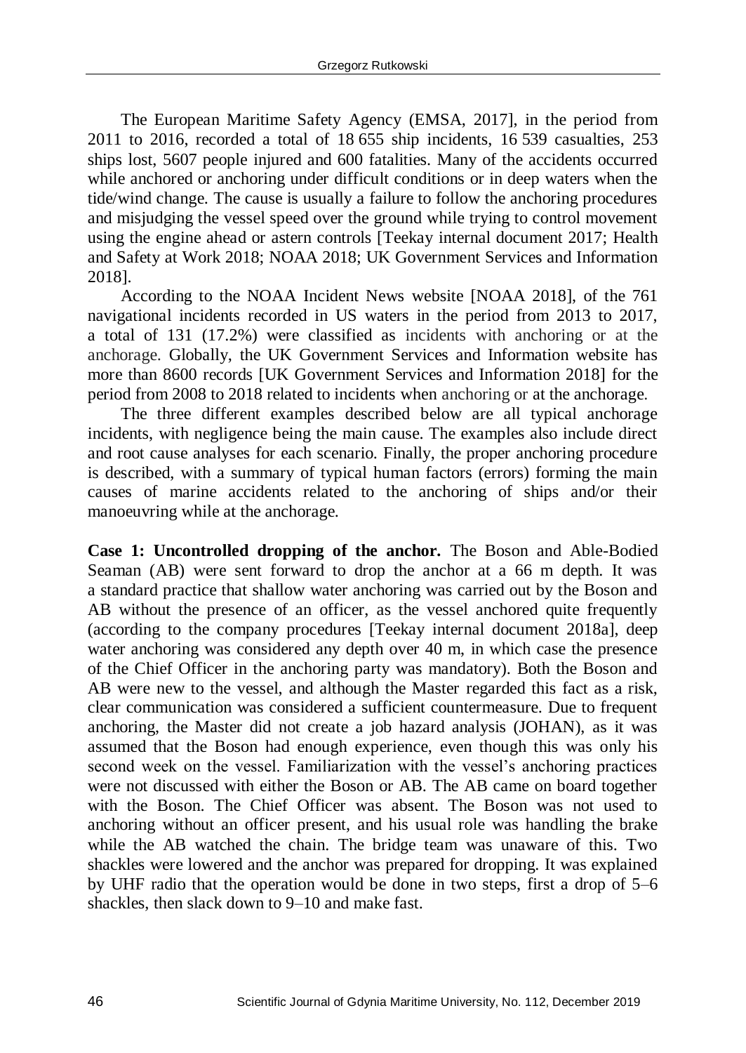The European Maritime Safety Agency (EMSA, 2017], in the period from 2011 to 2016, recorded a total of 18 655 ship incidents, 16 539 casualties, 253 ships lost, 5607 people injured and 600 fatalities. Many of the accidents occurred while anchored or anchoring under difficult conditions or in deep waters when the tide/wind change. The cause is usually a failure to follow the anchoring procedures and misjudging the vessel speed over the ground while trying to control movement using the engine ahead or astern controls [Teekay internal document 2017; Health and Safety at Work 2018; NOAA 2018; UK Government Services and Information 2018].

According to the NOAA Incident News website [NOAA 2018], of the 761 navigational incidents recorded in US waters in the period from 2013 to 2017, a total of 131 (17.2%) were classified as incidents with anchoring or at the anchorage. Globally, the UK Government Services and Information website has more than 8600 records [UK Government Services and Information 2018] for the period from 2008 to 2018 related to incidents when anchoring or at the anchorage.

The three different examples described below are all typical anchorage incidents, with negligence being the main cause. The examples also include direct and root cause analyses for each scenario. Finally, the proper anchoring procedure is described, with a summary of typical human factors (errors) forming the main causes of marine accidents related to the anchoring of ships and/or their manoeuvring while at the anchorage.

**Case 1: Uncontrolled dropping of the anchor.** The Boson and Able-Bodied Seaman (AB) were sent forward to drop the anchor at a 66 m depth. It was a standard practice that shallow water anchoring was carried out by the Boson and AB without the presence of an officer, as the vessel anchored quite frequently (according to the company procedures [Teekay internal document 2018a], deep water anchoring was considered any depth over 40 m, in which case the presence of the Chief Officer in the anchoring party was mandatory). Both the Boson and AB were new to the vessel, and although the Master regarded this fact as a risk, clear communication was considered a sufficient countermeasure. Due to frequent anchoring, the Master did not create a job hazard analysis (JOHAN), as it was assumed that the Boson had enough experience, even though this was only his second week on the vessel. Familiarization with the vessel's anchoring practices were not discussed with either the Boson or AB. The AB came on board together with the Boson. The Chief Officer was absent. The Boson was not used to anchoring without an officer present, and his usual role was handling the brake while the AB watched the chain. The bridge team was unaware of this. Two shackles were lowered and the anchor was prepared for dropping. It was explained by UHF radio that the operation would be done in two steps, first a drop of 5–6 shackles, then slack down to 9–10 and make fast.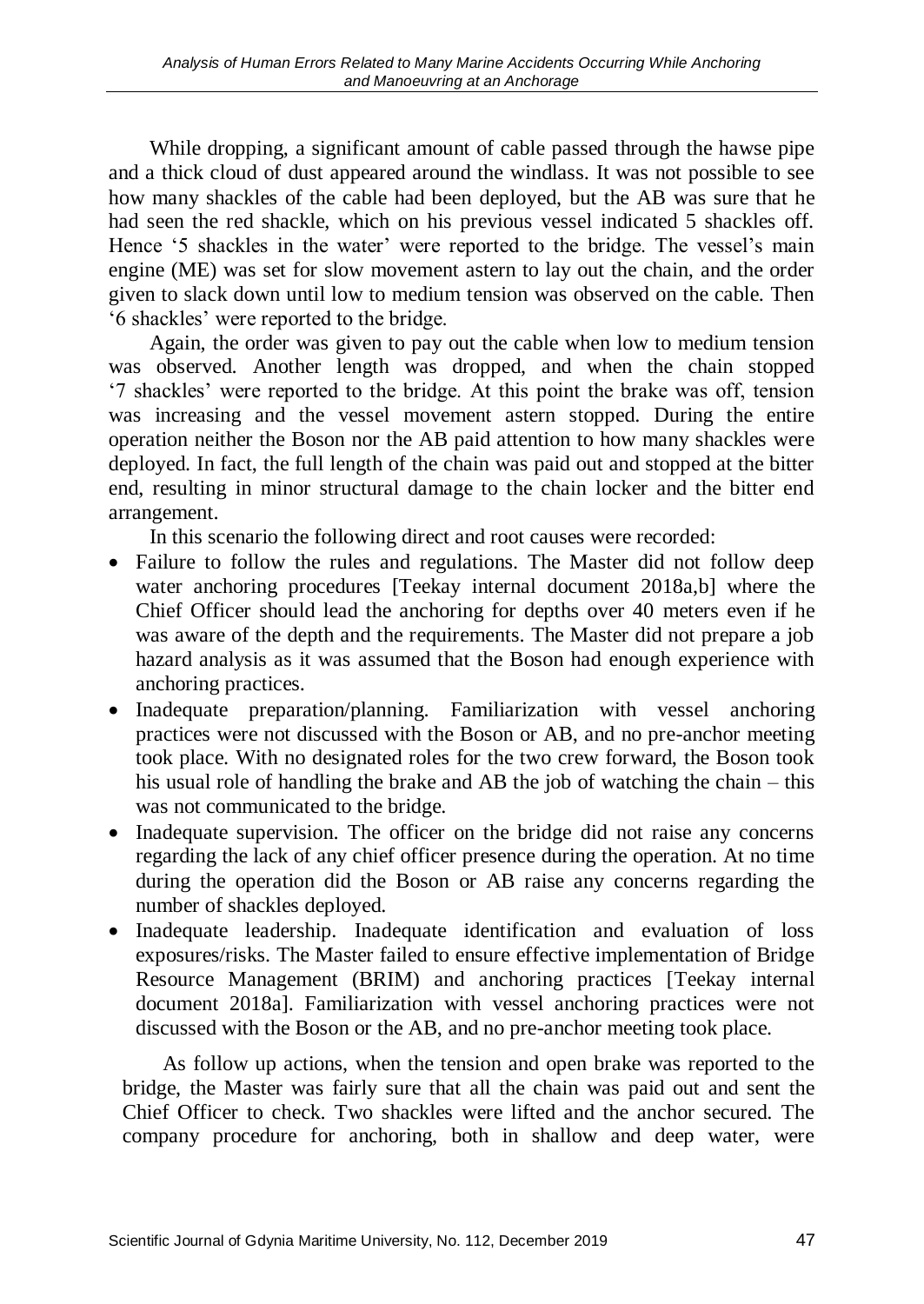While dropping, a significant amount of cable passed through the hawse pipe and a thick cloud of dust appeared around the windlass. It was not possible to see how many shackles of the cable had been deployed, but the AB was sure that he had seen the red shackle, which on his previous vessel indicated 5 shackles off. Hence '5 shackles in the water' were reported to the bridge. The vessel's main engine (ME) was set for slow movement astern to lay out the chain, and the order given to slack down until low to medium tension was observed on the cable. Then '6 shackles' were reported to the bridge.

Again, the order was given to pay out the cable when low to medium tension was observed. Another length was dropped, and when the chain stopped '7 shackles' were reported to the bridge. At this point the brake was off, tension was increasing and the vessel movement astern stopped. During the entire operation neither the Boson nor the AB paid attention to how many shackles were deployed. In fact, the full length of the chain was paid out and stopped at the bitter end, resulting in minor structural damage to the chain locker and the bitter end arrangement.

In this scenario the following direct and root causes were recorded:

- Failure to follow the rules and regulations. The Master did not follow deep water anchoring procedures [Teekay internal document 2018a,b] where the Chief Officer should lead the anchoring for depths over 40 meters even if he was aware of the depth and the requirements. The Master did not prepare a job hazard analysis as it was assumed that the Boson had enough experience with anchoring practices.
- Inadequate preparation/planning. Familiarization with vessel anchoring practices were not discussed with the Boson or AB, and no pre-anchor meeting took place. With no designated roles for the two crew forward, the Boson took his usual role of handling the brake and AB the job of watching the chain – this was not communicated to the bridge.
- Inadequate supervision. The officer on the bridge did not raise any concerns regarding the lack of any chief officer presence during the operation. At no time during the operation did the Boson or AB raise any concerns regarding the number of shackles deployed.
- Inadequate leadership. Inadequate identification and evaluation of loss exposures/risks. The Master failed to ensure effective implementation of Bridge Resource Management (BRIM) and anchoring practices [Teekay internal document 2018a]. Familiarization with vessel anchoring practices were not discussed with the Boson or the AB, and no pre-anchor meeting took place.

As follow up actions, when the tension and open brake was reported to the bridge, the Master was fairly sure that all the chain was paid out and sent the Chief Officer to check. Two shackles were lifted and the anchor secured. The company procedure for anchoring, both in shallow and deep water, were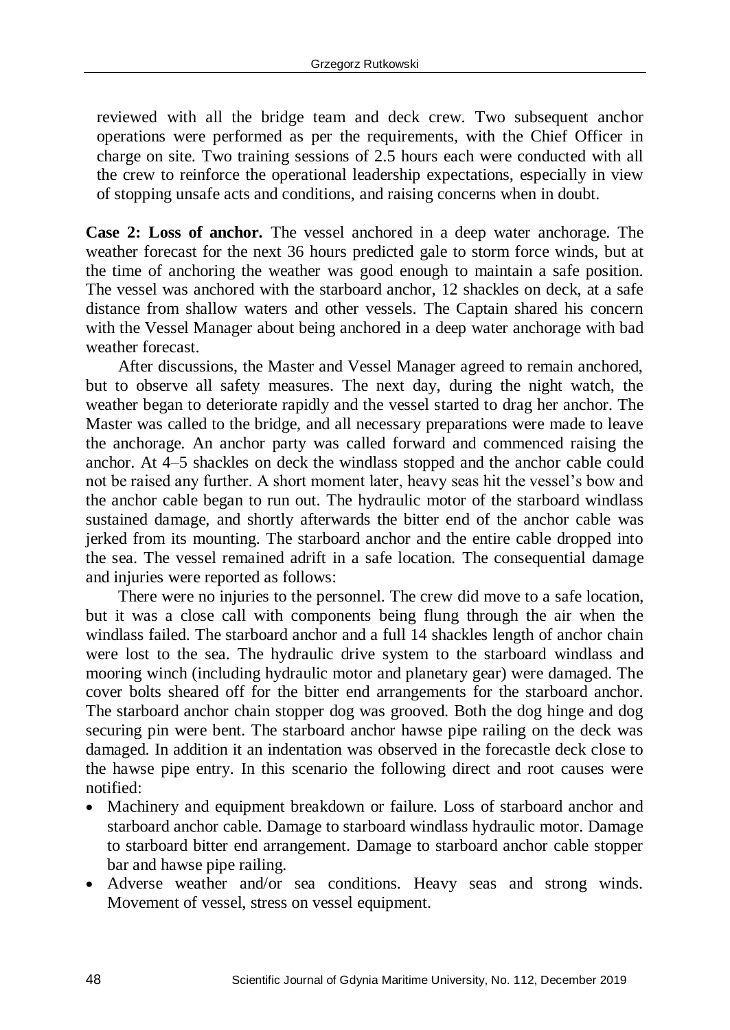reviewed with all the bridge team and deck crew. Two subsequent anchor operations were performed as per the requirements, with the Chief Officer in charge on site. Two training sessions of 2.5 hours each were conducted with all the crew to reinforce the operational leadership expectations, especially in view of stopping unsafe acts and conditions, and raising concerns when in doubt.

**Case 2: Loss of anchor.** The vessel anchored in a deep water anchorage. The weather forecast for the next 36 hours predicted gale to storm force winds, but at the time of anchoring the weather was good enough to maintain a safe position. The vessel was anchored with the starboard anchor, 12 shackles on deck, at a safe distance from shallow waters and other vessels. The Captain shared his concern with the Vessel Manager about being anchored in a deep water anchorage with bad weather forecast.

After discussions, the Master and Vessel Manager agreed to remain anchored, but to observe all safety measures. The next day, during the night watch, the weather began to deteriorate rapidly and the vessel started to drag her anchor. The Master was called to the bridge, and all necessary preparations were made to leave the anchorage. An anchor party was called forward and commenced raising the anchor. At 4–5 shackles on deck the windlass stopped and the anchor cable could not be raised any further. A short moment later, heavy seas hit the vessel's bow and the anchor cable began to run out. The hydraulic motor of the starboard windlass sustained damage, and shortly afterwards the bitter end of the anchor cable was jerked from its mounting. The starboard anchor and the entire cable dropped into the sea. The vessel remained adrift in a safe location. The consequential damage and injuries were reported as follows:

There were no injuries to the personnel. The crew did move to a safe location, but it was a close call with components being flung through the air when the windlass failed. The starboard anchor and a full 14 shackles length of anchor chain were lost to the sea. The hydraulic drive system to the starboard windlass and mooring winch (including hydraulic motor and planetary gear) were damaged. The cover bolts sheared off for the bitter end arrangements for the starboard anchor. The starboard anchor chain stopper dog was grooved. Both the dog hinge and dog securing pin were bent. The starboard anchor hawse pipe railing on the deck was damaged. In addition it an indentation was observed in the forecastle deck close to the hawse pipe entry. In this scenario the following direct and root causes were notified:

- Machinery and equipment breakdown or failure. Loss of starboard anchor and starboard anchor cable. Damage to starboard windlass hydraulic motor. Damage to starboard bitter end arrangement. Damage to starboard anchor cable stopper bar and hawse pipe railing.
- Adverse weather and/or sea conditions. Heavy seas and strong winds. Movement of vessel, stress on vessel equipment.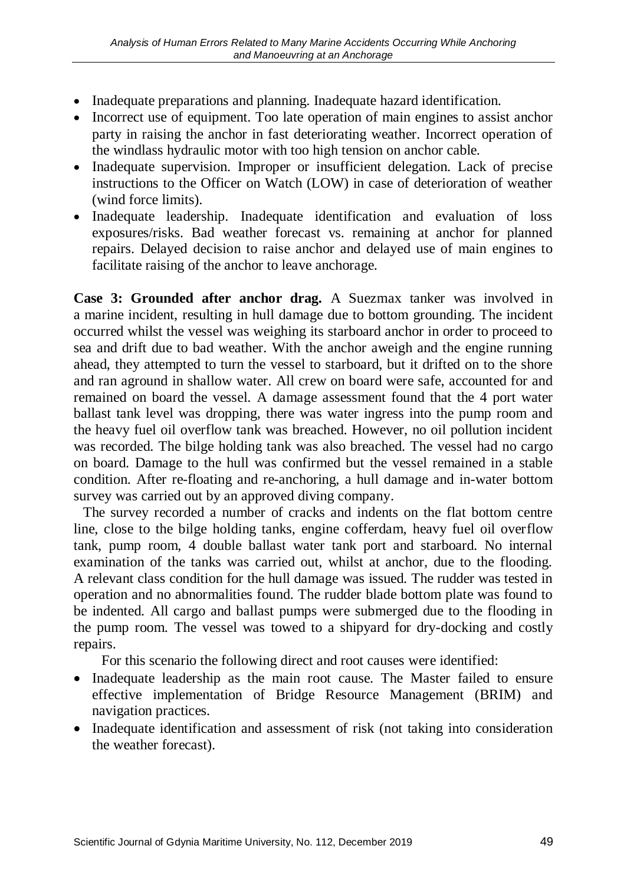- Inadequate preparations and planning. Inadequate hazard identification.
- Incorrect use of equipment. Too late operation of main engines to assist anchor party in raising the anchor in fast deteriorating weather. Incorrect operation of the windlass hydraulic motor with too high tension on anchor cable.
- Inadequate supervision. Improper or insufficient delegation. Lack of precise instructions to the Officer on Watch (LOW) in case of deterioration of weather (wind force limits).
- Inadequate leadership. Inadequate identification and evaluation of loss exposures/risks. Bad weather forecast vs. remaining at anchor for planned repairs. Delayed decision to raise anchor and delayed use of main engines to facilitate raising of the anchor to leave anchorage.

**Case 3: Grounded after anchor drag.** A Suezmax tanker was involved in a marine incident, resulting in hull damage due to bottom grounding. The incident occurred whilst the vessel was weighing its starboard anchor in order to proceed to sea and drift due to bad weather. With the anchor aweigh and the engine running ahead, they attempted to turn the vessel to starboard, but it drifted on to the shore and ran aground in shallow water. All crew on board were safe, accounted for and remained on board the vessel. A damage assessment found that the 4 port water ballast tank level was dropping, there was water ingress into the pump room and the heavy fuel oil overflow tank was breached. However, no oil pollution incident was recorded. The bilge holding tank was also breached. The vessel had no cargo on board. Damage to the hull was confirmed but the vessel remained in a stable condition. After re-floating and re-anchoring, a hull damage and in-water bottom survey was carried out by an approved diving company.

The survey recorded a number of cracks and indents on the flat bottom centre line, close to the bilge holding tanks, engine cofferdam, heavy fuel oil overflow tank, pump room, 4 double ballast water tank port and starboard. No internal examination of the tanks was carried out, whilst at anchor, due to the flooding. A relevant class condition for the hull damage was issued. The rudder was tested in operation and no abnormalities found. The rudder blade bottom plate was found to be indented. All cargo and ballast pumps were submerged due to the flooding in the pump room. The vessel was towed to a shipyard for dry-docking and costly repairs.

For this scenario the following direct and root causes were identified:

- Inadequate leadership as the main root cause. The Master failed to ensure effective implementation of Bridge Resource Management (BRIM) and navigation practices.
- Inadequate identification and assessment of risk (not taking into consideration the weather forecast).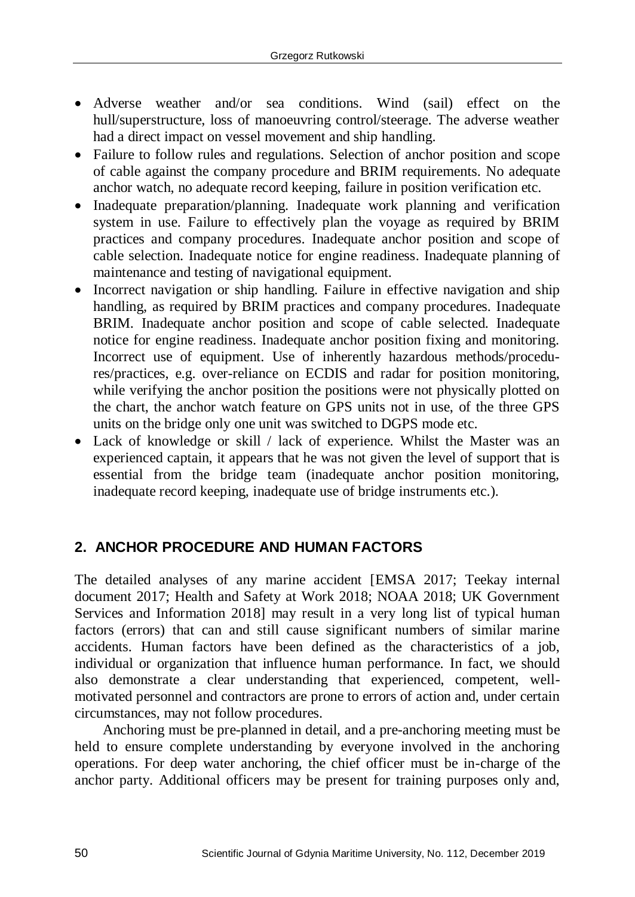- Adverse weather and/or sea conditions. Wind (sail) effect on the hull/superstructure, loss of manoeuvring control/steerage. The adverse weather had a direct impact on vessel movement and ship handling.
- Failure to follow rules and regulations. Selection of anchor position and scope of cable against the company procedure and BRIM requirements. No adequate anchor watch, no adequate record keeping, failure in position verification etc.
- Inadequate preparation/planning. Inadequate work planning and verification system in use. Failure to effectively plan the voyage as required by BRIM practices and company procedures. Inadequate anchor position and scope of cable selection. Inadequate notice for engine readiness. Inadequate planning of maintenance and testing of navigational equipment.
- Incorrect navigation or ship handling. Failure in effective navigation and ship handling, as required by BRIM practices and company procedures. Inadequate BRIM. Inadequate anchor position and scope of cable selected. Inadequate notice for engine readiness. Inadequate anchor position fixing and monitoring. Incorrect use of equipment. Use of inherently hazardous methods/procedures/practices, e.g. over-reliance on ECDIS and radar for position monitoring, while verifying the anchor position the positions were not physically plotted on the chart, the anchor watch feature on GPS units not in use, of the three GPS units on the bridge only one unit was switched to DGPS mode etc.
- Lack of knowledge or skill / lack of experience. Whilst the Master was an experienced captain, it appears that he was not given the level of support that is essential from the bridge team (inadequate anchor position monitoring, inadequate record keeping, inadequate use of bridge instruments etc.).

## 2. ANCHOR PROCEDURE AND HUMAN FACTORS

The detailed analyses of any marine accident [EMSA 2017; Teekay internal document 2017; Health and Safety at Work 2018; NOAA 2018; UK Government Services and Information 2018] may result in a very long list of typical human factors (errors) that can and still cause significant numbers of similar marine accidents. Human factors have been defined as the characteristics of a job, individual or organization that influence human performance. In fact, we should also demonstrate a clear understanding that experienced, competent, well-motivated personnel and contractors are prone to errors of action and, under certain circumstances, may not follow procedures.

Anchoring must be pre-planned in detail, and a pre-anchoring meeting must be held to ensure complete understanding by everyone involved in the anchoring operations. For deep water anchoring, the chief officer must be in-charge of the anchor party. Additional officers may be present for training purposes only and,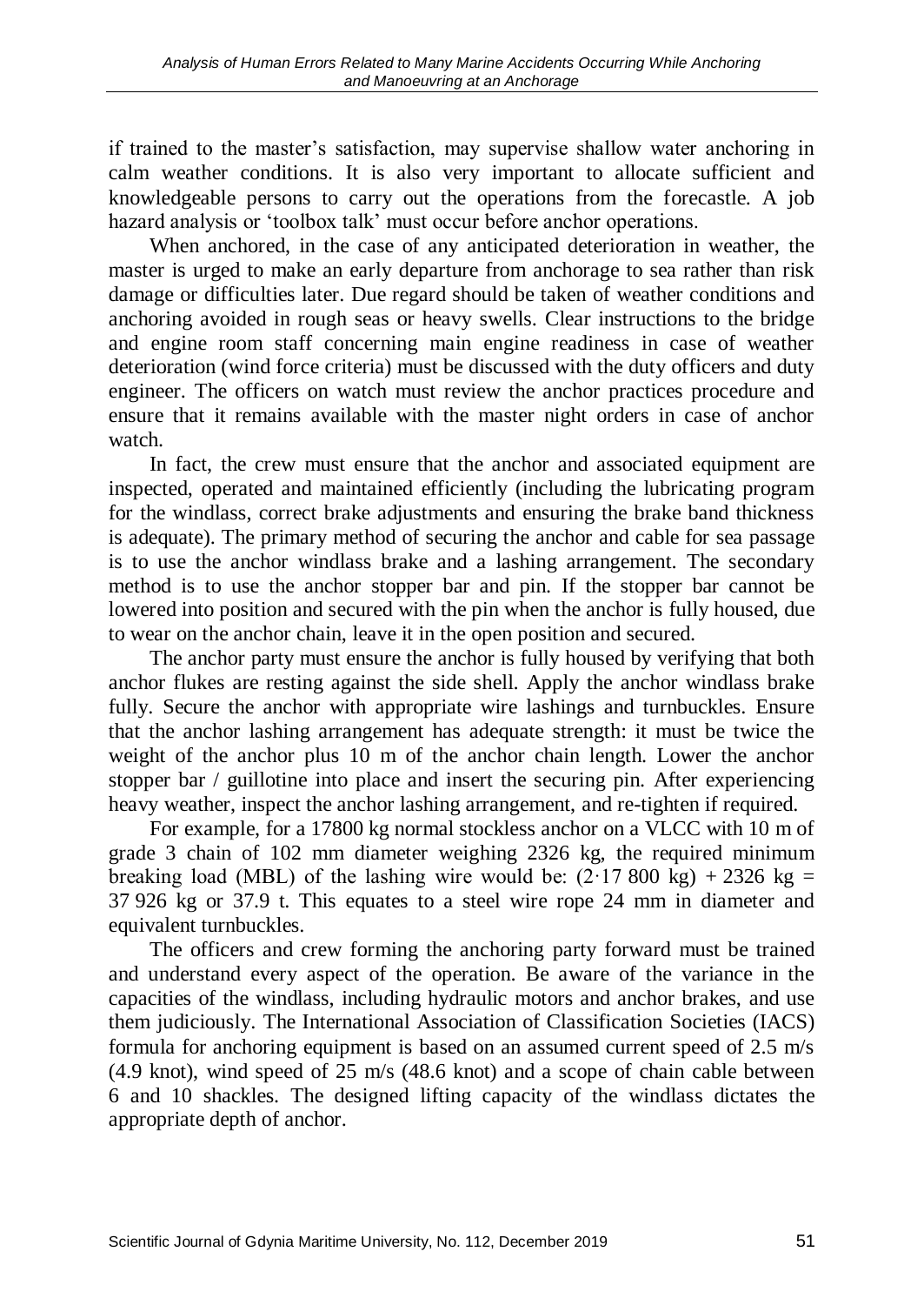if trained to the master's satisfaction, may supervise shallow water anchoring in calm weather conditions. It is also very important to allocate sufficient and knowledgeable persons to carry out the operations from the forecastle. A job hazard analysis or 'toolbox talk' must occur before anchor operations.

When anchored, in the case of any anticipated deterioration in weather, the master is urged to make an early departure from anchorage to sea rather than risk damage or difficulties later. Due regard should be taken of weather conditions and anchoring avoided in rough seas or heavy swells. Clear instructions to the bridge and engine room staff concerning main engine readiness in case of weather deterioration (wind force criteria) must be discussed with the duty officers and duty engineer. The officers on watch must review the anchor practices procedure and ensure that it remains available with the master night orders in case of anchor watch.

In fact, the crew must ensure that the anchor and associated equipment are inspected, operated and maintained efficiently (including the lubricating program for the windlass, correct brake adjustments and ensuring the brake band thickness is adequate). The primary method of securing the anchor and cable for sea passage is to use the anchor windlass brake and a lashing arrangement. The secondary method is to use the anchor stopper bar and pin. If the stopper bar cannot be lowered into position and secured with the pin when the anchor is fully housed, due to wear on the anchor chain, leave it in the open position and secured.

The anchor party must ensure the anchor is fully housed by verifying that both anchor flukes are resting against the side shell. Apply the anchor windlass brake fully. Secure the anchor with appropriate wire lashings and turnbuckles. Ensure that the anchor lashing arrangement has adequate strength: it must be twice the weight of the anchor plus 10 m of the anchor chain length. Lower the anchor stopper bar / guillotine into place and insert the securing pin. After experiencing heavy weather, inspect the anchor lashing arrangement, and re-tighten if required.

For example, for a 17800 kg normal stockless anchor on a VLCC with 10 m of grade 3 chain of 102 mm diameter weighing 2326 kg, the required minimum breaking load (MBL) of the lashing wire would be: $(2 \cdot 17\,800\text{ kg}) + 2326\text{ kg} = 37\,926\text{ kg}$ or 37.9 t. This equates to a steel wire rope 24 mm in diameter and equivalent turnbuckles.

The officers and crew forming the anchoring party forward must be trained and understand every aspect of the operation. Be aware of the variance in the capacities of the windlass, including hydraulic motors and anchor brakes, and use them judiciously. The International Association of Classification Societies (IACS) formula for anchoring equipment is based on an assumed current speed of 2.5 m/s (4.9 knot), wind speed of 25 m/s (48.6 knot) and a scope of chain cable between 6 and 10 shackles. The designed lifting capacity of the windlass dictates the appropriate depth of anchor.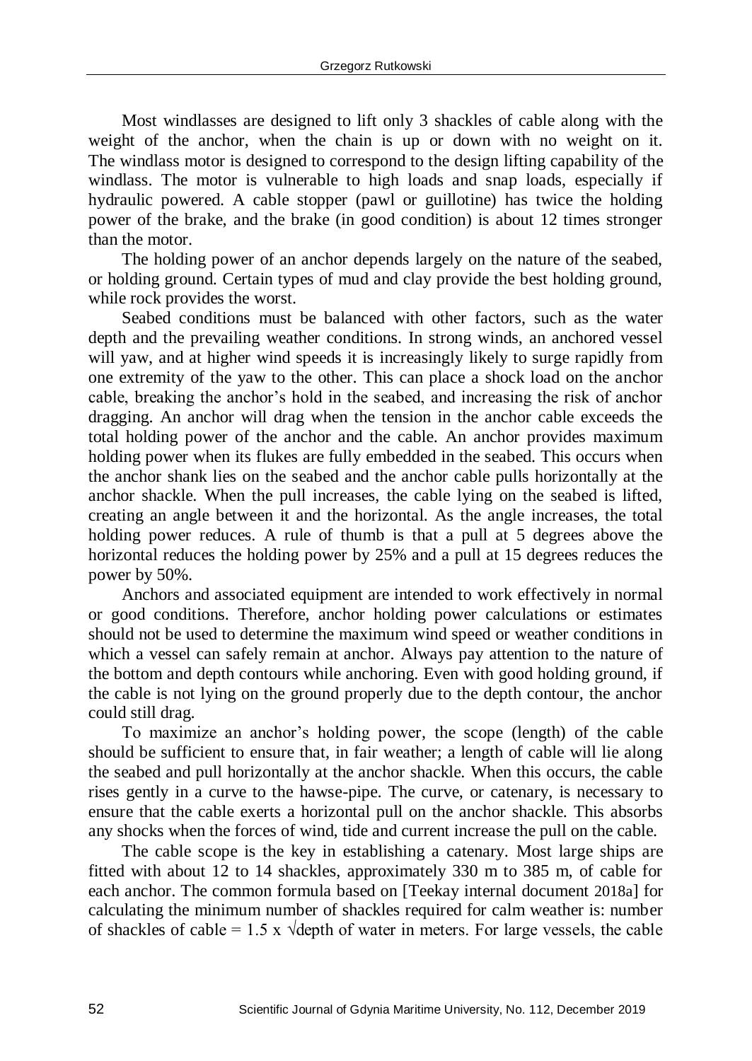Most windlasses are designed to lift only 3 shackles of cable along with the weight of the anchor, when the chain is up or down with no weight on it. The windlass motor is designed to correspond to the design lifting capability of the windlass. The motor is vulnerable to high loads and snap loads, especially if hydraulic powered. A cable stopper (pawl or guillotine) has twice the holding power of the brake, and the brake (in good condition) is about 12 times stronger than the motor.

The holding power of an anchor depends largely on the nature of the seabed, or holding ground. Certain types of mud and clay provide the best holding ground, while rock provides the worst.

Seabed conditions must be balanced with other factors, such as the water depth and the prevailing weather conditions. In strong winds, an anchored vessel will yaw, and at higher wind speeds it is increasingly likely to surge rapidly from one extremity of the yaw to the other. This can place a shock load on the anchor cable, breaking the anchor's hold in the seabed, and increasing the risk of anchor dragging. An anchor will drag when the tension in the anchor cable exceeds the total holding power of the anchor and the cable. An anchor provides maximum holding power when its flukes are fully embedded in the seabed. This occurs when the anchor shank lies on the seabed and the anchor cable pulls horizontally at the anchor shackle. When the pull increases, the cable lying on the seabed is lifted, creating an angle between it and the horizontal. As the angle increases, the total holding power reduces. A rule of thumb is that a pull at 5 degrees above the horizontal reduces the holding power by 25% and a pull at 15 degrees reduces the power by 50%.

Anchors and associated equipment are intended to work effectively in normal or good conditions. Therefore, anchor holding power calculations or estimates should not be used to determine the maximum wind speed or weather conditions in which a vessel can safely remain at anchor. Always pay attention to the nature of the bottom and depth contours while anchoring. Even with good holding ground, if the cable is not lying on the ground properly due to the depth contour, the anchor could still drag.

To maximize an anchor's holding power, the scope (length) of the cable should be sufficient to ensure that, in fair weather; a length of cable will lie along the seabed and pull horizontally at the anchor shackle. When this occurs, the cable rises gently in a curve to the hawse-pipe. The curve, or catenary, is necessary to ensure that the cable exerts a horizontal pull on the anchor shackle. This absorbs any shocks when the forces of wind, tide and current increase the pull on the cable.

The cable scope is the key in establishing a catenary. Most large ships are fitted with about 12 to 14 shackles, approximately 330 m to 385 m, of cable for each anchor. The common formula based on [Teekay internal document 2018a] for calculating the minimum number of shackles required for calm weather is: number of shackles of cable = $1.5 \times \sqrt{\text{depth of water in meters}}$. For large vessels, the cable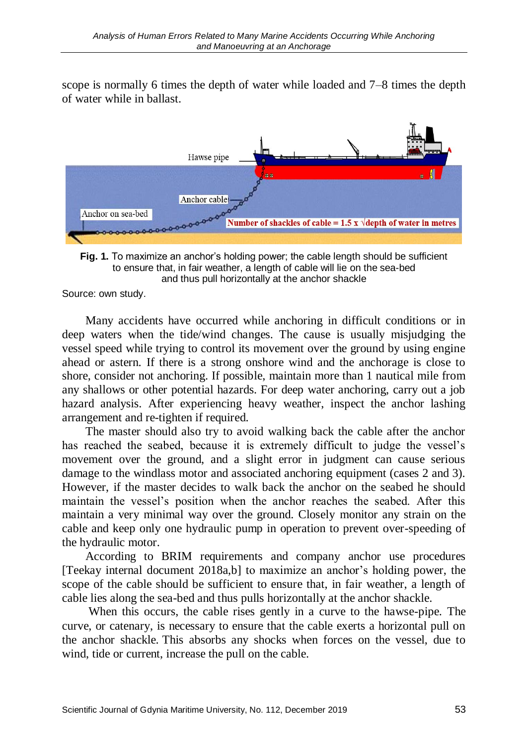scope is normally 6 times the depth of water while loaded and 7–8 times the depth of water while in ballast.

**Fig. 1.** To maximize an anchor's holding power; the cable length should be sufficient to ensure that, in fair weather, a length of cable will lie on the sea-bed and thus pull horizontally at the anchor shackle

Source: own study.

Many accidents have occurred while anchoring in difficult conditions or in deep waters when the tide/wind changes. The cause is usually misjudging the vessel speed while trying to control its movement over the ground by using engine ahead or astern. If there is a strong onshore wind and the anchorage is close to shore, consider not anchoring. If possible, maintain more than 1 nautical mile from any shallows or other potential hazards. For deep water anchoring, carry out a job hazard analysis. After experiencing heavy weather, inspect the anchor lashing arrangement and re-tighten if required.

The master should also try to avoid walking back the cable after the anchor has reached the seabed, because it is extremely difficult to judge the vessel's movement over the ground, and a slight error in judgment can cause serious damage to the windlass motor and associated anchoring equipment (cases 2 and 3). However, if the master decides to walk back the anchor on the seabed he should maintain the vessel's position when the anchor reaches the seabed. After this maintain a very minimal way over the ground. Closely monitor any strain on the cable and keep only one hydraulic pump in operation to prevent over-speeding of the hydraulic motor.

According to BRIM requirements and company anchor use procedures [Teekay internal document 2018a,b] to maximize an anchor's holding power, the scope of the cable should be sufficient to ensure that, in fair weather, a length of cable lies along the sea-bed and thus pulls horizontally at the anchor shackle.

When this occurs, the cable rises gently in a curve to the hawse-pipe. The curve, or catenary, is necessary to ensure that the cable exerts a horizontal pull on the anchor shackle. This absorbs any shocks when forces on the vessel, due to wind, tide or current, increase the pull on the cable.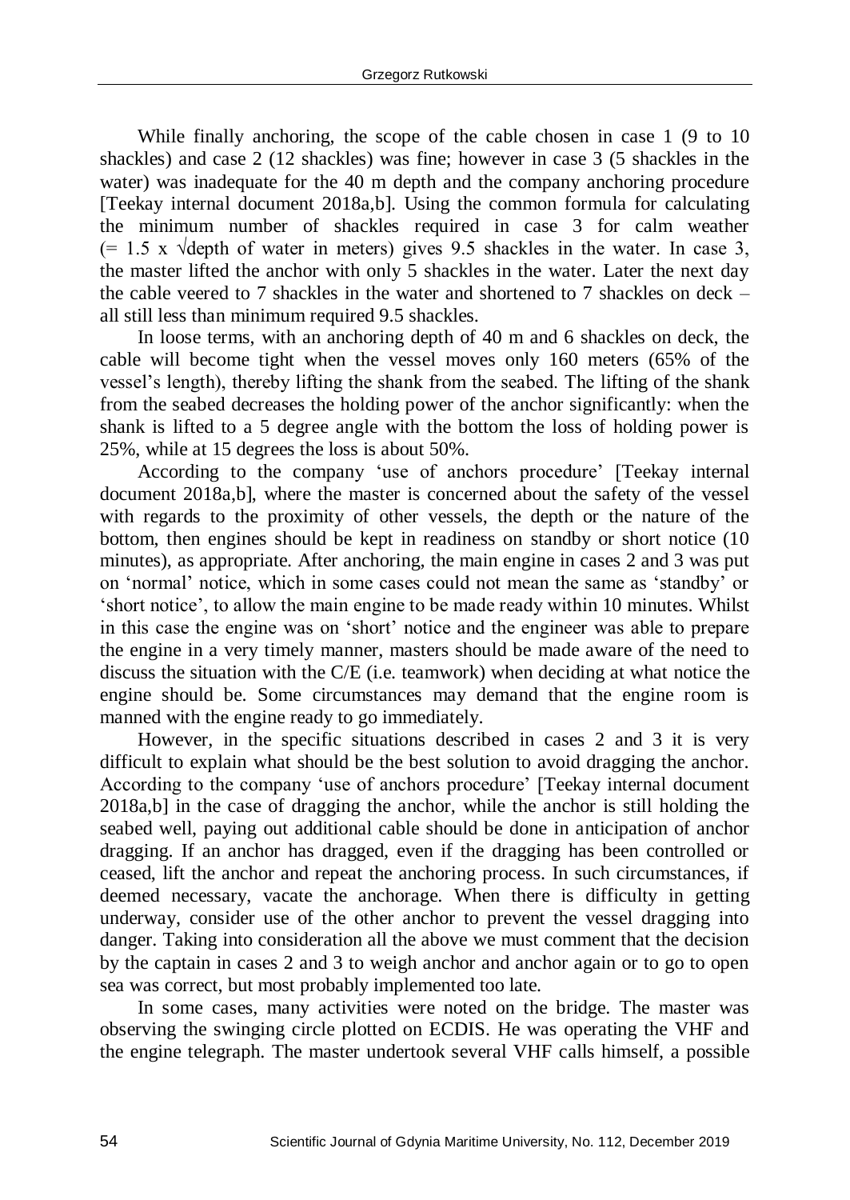While finally anchoring, the scope of the cable chosen in case 1 (9 to 10 shackles) and case 2 (12 shackles) was fine; however in case 3 (5 shackles in the water) was inadequate for the 40 m depth and the company anchoring procedure [Teekay internal document 2018a,b]. Using the common formula for calculating the minimum number of shackles required in case 3 for calm weather (= 1.5 x √depth of water in meters) gives 9.5 shackles in the water. In case 3, the master lifted the anchor with only 5 shackles in the water. Later the next day the cable veered to 7 shackles in the water and shortened to 7 shackles on deck – all still less than minimum required 9.5 shackles.

In loose terms, with an anchoring depth of 40 m and 6 shackles on deck, the cable will become tight when the vessel moves only 160 meters (65% of the vessel's length), thereby lifting the shank from the seabed. The lifting of the shank from the seabed decreases the holding power of the anchor significantly: when the shank is lifted to a 5 degree angle with the bottom the loss of holding power is 25%, while at 15 degrees the loss is about 50%.

According to the company 'use of anchors procedure' [Teekay internal document 2018a,b], where the master is concerned about the safety of the vessel with regards to the proximity of other vessels, the depth or the nature of the bottom, then engines should be kept in readiness on standby or short notice (10 minutes), as appropriate. After anchoring, the main engine in cases 2 and 3 was put on 'normal' notice, which in some cases could not mean the same as 'standby' or 'short notice', to allow the main engine to be made ready within 10 minutes. Whilst in this case the engine was on 'short' notice and the engineer was able to prepare the engine in a very timely manner, masters should be made aware of the need to discuss the situation with the C/E (i.e. teamwork) when deciding at what notice the engine should be. Some circumstances may demand that the engine room is manned with the engine ready to go immediately.

However, in the specific situations described in cases 2 and 3 it is very difficult to explain what should be the best solution to avoid dragging the anchor. According to the company 'use of anchors procedure' [Teekay internal document 2018a,b] in the case of dragging the anchor, while the anchor is still holding the seabed well, paying out additional cable should be done in anticipation of anchor dragging. If an anchor has dragged, even if the dragging has been controlled or ceased, lift the anchor and repeat the anchoring process. In such circumstances, if deemed necessary, vacate the anchorage. When there is difficulty in getting underway, consider use of the other anchor to prevent the vessel dragging into danger. Taking into consideration all the above we must comment that the decision by the captain in cases 2 and 3 to weigh anchor and anchor again or to go to open sea was correct, but most probably implemented too late.

In some cases, many activities were noted on the bridge. The master was observing the swinging circle plotted on ECDIS. He was operating the VHF and the engine telegraph. The master undertook several VHF calls himself, a possible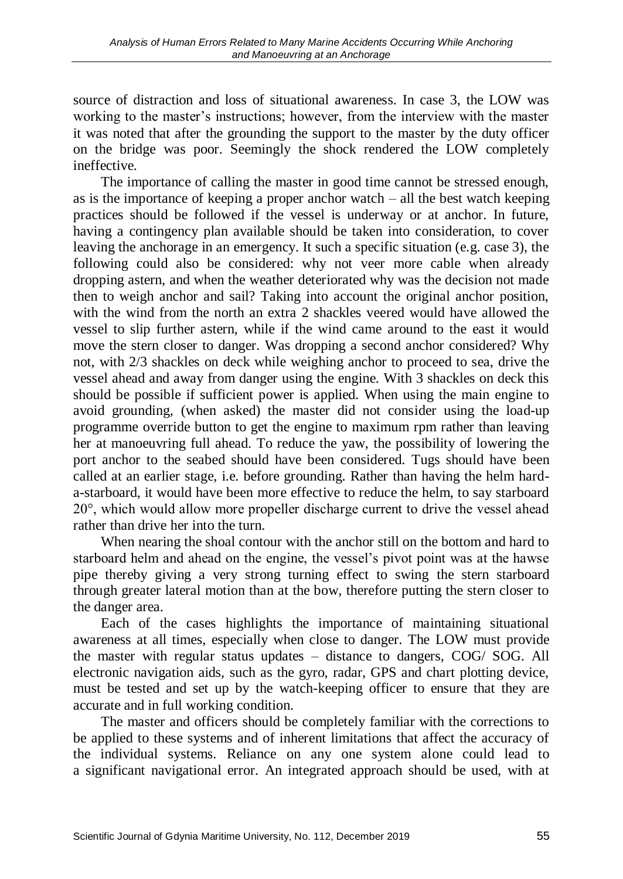source of distraction and loss of situational awareness. In case 3, the LOW was working to the master's instructions; however, from the interview with the master it was noted that after the grounding the support to the master by the duty officer on the bridge was poor. Seemingly the shock rendered the LOW completely ineffective.

The importance of calling the master in good time cannot be stressed enough, as is the importance of keeping a proper anchor watch – all the best watch keeping practices should be followed if the vessel is underway or at anchor. In future, having a contingency plan available should be taken into consideration, to cover leaving the anchorage in an emergency. It such a specific situation (e.g. case 3), the following could also be considered: why not veer more cable when already dropping astern, and when the weather deteriorated why was the decision not made then to weigh anchor and sail? Taking into account the original anchor position, with the wind from the north an extra 2 shackles veered would have allowed the vessel to slip further astern, while if the wind came around to the east it would move the stern closer to danger. Was dropping a second anchor considered? Why not, with 2/3 shackles on deck while weighing anchor to proceed to sea, drive the vessel ahead and away from danger using the engine. With 3 shackles on deck this should be possible if sufficient power is applied. When using the main engine to avoid grounding, (when asked) the master did not consider using the load-up programme override button to get the engine to maximum rpm rather than leaving her at manoeuvring full ahead. To reduce the yaw, the possibility of lowering the port anchor to the seabed should have been considered. Tugs should have been called at an earlier stage, i.e. before grounding. Rather than having the helm hard-a-starboard, it would have been more effective to reduce the helm, to say starboard 20°, which would allow more propeller discharge current to drive the vessel ahead rather than drive her into the turn.

When nearing the shoal contour with the anchor still on the bottom and hard to starboard helm and ahead on the engine, the vessel's pivot point was at the hawse pipe thereby giving a very strong turning effect to swing the stern starboard through greater lateral motion than at the bow, therefore putting the stern closer to the danger area.

Each of the cases highlights the importance of maintaining situational awareness at all times, especially when close to danger. The LOW must provide the master with regular status updates – distance to dangers, COG/ SOG. All electronic navigation aids, such as the gyro, radar, GPS and chart plotting device, must be tested and set up by the watch-keeping officer to ensure that they are accurate and in full working condition.

The master and officers should be completely familiar with the corrections to be applied to these systems and of inherent limitations that affect the accuracy of the individual systems. Reliance on any one system alone could lead to a significant navigational error. An integrated approach should be used, with at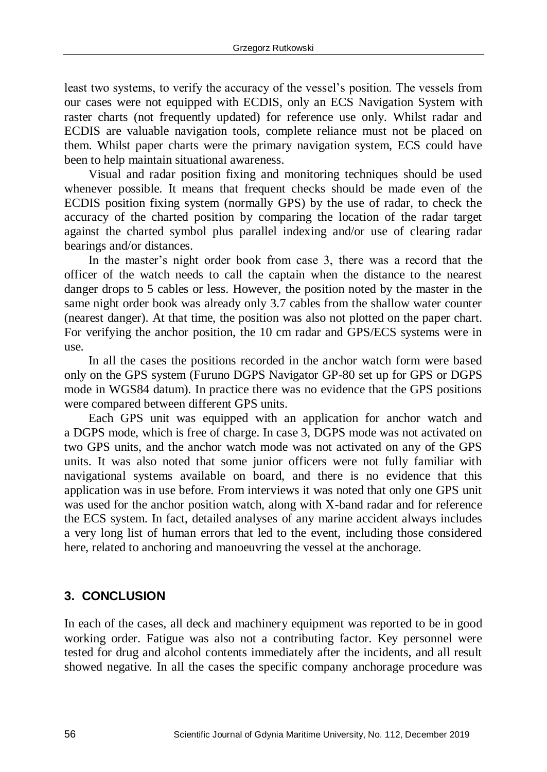least two systems, to verify the accuracy of the vessel's position. The vessels from our cases were not equipped with ECDIS, only an ECS Navigation System with raster charts (not frequently updated) for reference use only. Whilst radar and ECDIS are valuable navigation tools, complete reliance must not be placed on them. Whilst paper charts were the primary navigation system, ECS could have been to help maintain situational awareness.

Visual and radar position fixing and monitoring techniques should be used whenever possible. It means that frequent checks should be made even of the ECDIS position fixing system (normally GPS) by the use of radar, to check the accuracy of the charted position by comparing the location of the radar target against the charted symbol plus parallel indexing and/or use of clearing radar bearings and/or distances.

In the master's night order book from case 3, there was a record that the officer of the watch needs to call the captain when the distance to the nearest danger drops to 5 cables or less. However, the position noted by the master in the same night order book was already only 3.7 cables from the shallow water counter (nearest danger). At that time, the position was also not plotted on the paper chart. For verifying the anchor position, the 10 cm radar and GPS/ECS systems were in use.

In all the cases the positions recorded in the anchor watch form were based only on the GPS system (Furuno DGPS Navigator GP-80 set up for GPS or DGPS mode in WGS84 datum). In practice there was no evidence that the GPS positions were compared between different GPS units.

Each GPS unit was equipped with an application for anchor watch and a DGPS mode, which is free of charge. In case 3, DGPS mode was not activated on two GPS units, and the anchor watch mode was not activated on any of the GPS units. It was also noted that some junior officers were not fully familiar with navigational systems available on board, and there is no evidence that this application was in use before. From interviews it was noted that only one GPS unit was used for the anchor position watch, along with X-band radar and for reference the ECS system. In fact, detailed analyses of any marine accident always includes a very long list of human errors that led to the event, including those considered here, related to anchoring and manoeuvring the vessel at the anchorage.

## 3. CONCLUSION

In each of the cases, all deck and machinery equipment was reported to be in good working order. Fatigue was also not a contributing factor. Key personnel were tested for drug and alcohol contents immediately after the incidents, and all result showed negative. In all the cases the specific company anchorage procedure was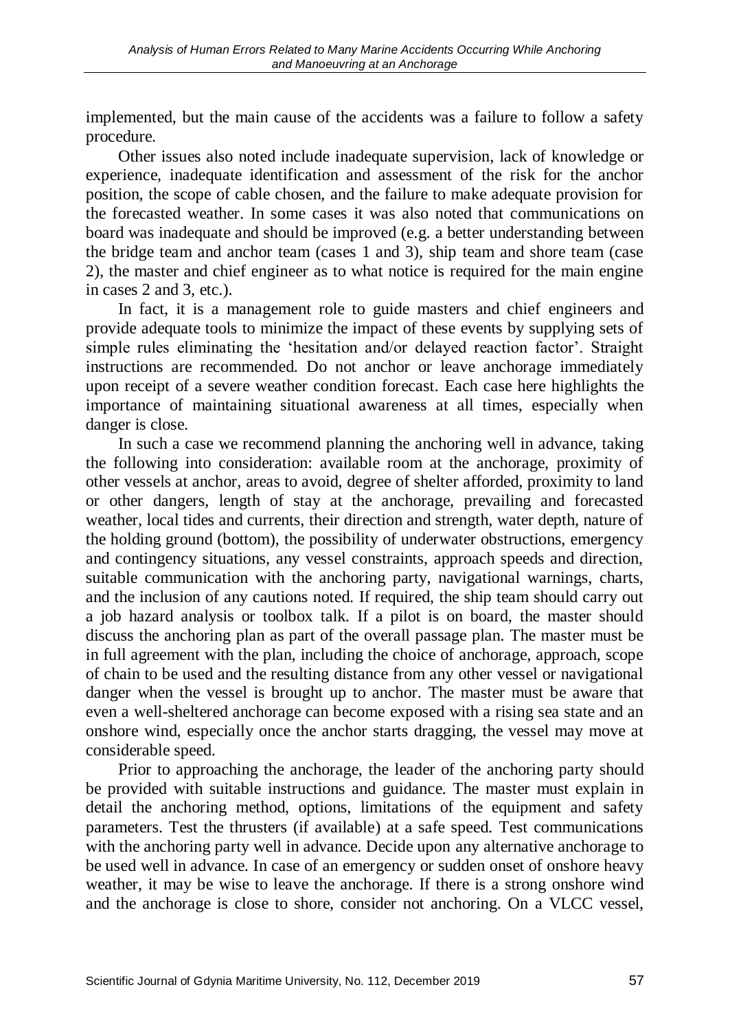implemented, but the main cause of the accidents was a failure to follow a safety procedure.

Other issues also noted include inadequate supervision, lack of knowledge or experience, inadequate identification and assessment of the risk for the anchor position, the scope of cable chosen, and the failure to make adequate provision for the forecasted weather. In some cases it was also noted that communications on board was inadequate and should be improved (e.g. a better understanding between the bridge team and anchor team (cases 1 and 3), ship team and shore team (case 2), the master and chief engineer as to what notice is required for the main engine in cases 2 and 3, etc.).

In fact, it is a management role to guide masters and chief engineers and provide adequate tools to minimize the impact of these events by supplying sets of simple rules eliminating the 'hesitation and/or delayed reaction factor'. Straight instructions are recommended. Do not anchor or leave anchorage immediately upon receipt of a severe weather condition forecast. Each case here highlights the importance of maintaining situational awareness at all times, especially when danger is close.

In such a case we recommend planning the anchoring well in advance, taking the following into consideration: available room at the anchorage, proximity of other vessels at anchor, areas to avoid, degree of shelter afforded, proximity to land or other dangers, length of stay at the anchorage, prevailing and forecasted weather, local tides and currents, their direction and strength, water depth, nature of the holding ground (bottom), the possibility of underwater obstructions, emergency and contingency situations, any vessel constraints, approach speeds and direction, suitable communication with the anchoring party, navigational warnings, charts, and the inclusion of any cautions noted. If required, the ship team should carry out a job hazard analysis or toolbox talk. If a pilot is on board, the master should discuss the anchoring plan as part of the overall passage plan. The master must be in full agreement with the plan, including the choice of anchorage, approach, scope of chain to be used and the resulting distance from any other vessel or navigational danger when the vessel is brought up to anchor. The master must be aware that even a well-sheltered anchorage can become exposed with a rising sea state and an onshore wind, especially once the anchor starts dragging, the vessel may move at considerable speed.

Prior to approaching the anchorage, the leader of the anchoring party should be provided with suitable instructions and guidance. The master must explain in detail the anchoring method, options, limitations of the equipment and safety parameters. Test the thrusters (if available) at a safe speed. Test communications with the anchoring party well in advance. Decide upon any alternative anchorage to be used well in advance. In case of an emergency or sudden onset of onshore heavy weather, it may be wise to leave the anchorage. If there is a strong onshore wind and the anchorage is close to shore, consider not anchoring. On a VLCC vessel,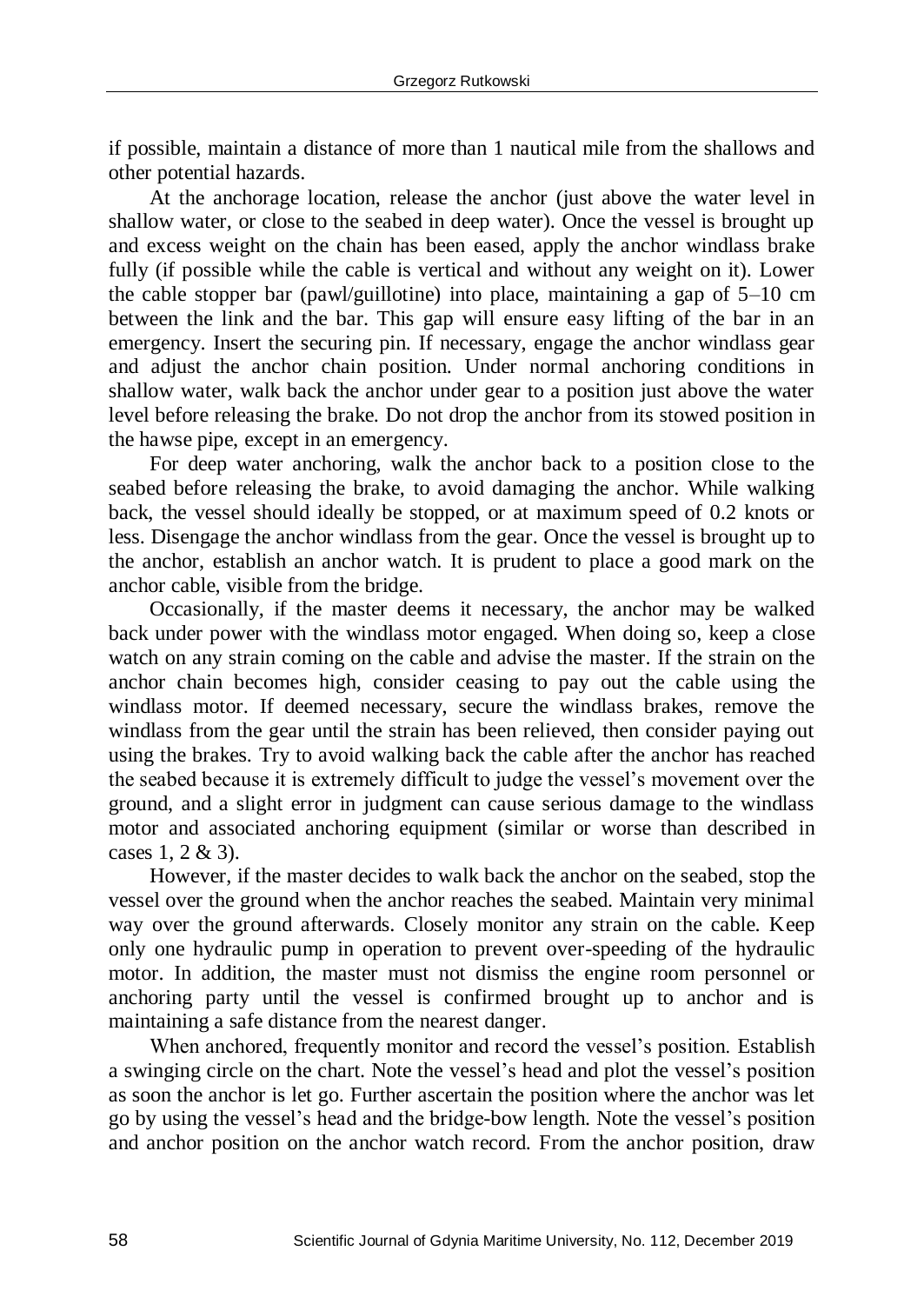if possible, maintain a distance of more than 1 nautical mile from the shallows and other potential hazards.

At the anchorage location, release the anchor (just above the water level in shallow water, or close to the seabed in deep water). Once the vessel is brought up and excess weight on the chain has been eased, apply the anchor windlass brake fully (if possible while the cable is vertical and without any weight on it). Lower the cable stopper bar (pawl/guillotine) into place, maintaining a gap of 5–10 cm between the link and the bar. This gap will ensure easy lifting of the bar in an emergency. Insert the securing pin. If necessary, engage the anchor windlass gear and adjust the anchor chain position. Under normal anchoring conditions in shallow water, walk back the anchor under gear to a position just above the water level before releasing the brake. Do not drop the anchor from its stowed position in the hawse pipe, except in an emergency.

For deep water anchoring, walk the anchor back to a position close to the seabed before releasing the brake, to avoid damaging the anchor. While walking back, the vessel should ideally be stopped, or at maximum speed of 0.2 knots or less. Disengage the anchor windlass from the gear. Once the vessel is brought up to the anchor, establish an anchor watch. It is prudent to place a good mark on the anchor cable, visible from the bridge.

Occasionally, if the master deems it necessary, the anchor may be walked back under power with the windlass motor engaged. When doing so, keep a close watch on any strain coming on the cable and advise the master. If the strain on the anchor chain becomes high, consider ceasing to pay out the cable using the windlass motor. If deemed necessary, secure the windlass brakes, remove the windlass from the gear until the strain has been relieved, then consider paying out using the brakes. Try to avoid walking back the cable after the anchor has reached the seabed because it is extremely difficult to judge the vessel's movement over the ground, and a slight error in judgment can cause serious damage to the windlass motor and associated anchoring equipment (similar or worse than described in cases 1, 2 & 3).

However, if the master decides to walk back the anchor on the seabed, stop the vessel over the ground when the anchor reaches the seabed. Maintain very minimal way over the ground afterwards. Closely monitor any strain on the cable. Keep only one hydraulic pump in operation to prevent over-speeding of the hydraulic motor. In addition, the master must not dismiss the engine room personnel or anchoring party until the vessel is confirmed brought up to anchor and is maintaining a safe distance from the nearest danger.

When anchored, frequently monitor and record the vessel's position. Establish a swinging circle on the chart. Note the vessel's head and plot the vessel's position as soon the anchor is let go. Further ascertain the position where the anchor was let go by using the vessel's head and the bridge-bow length. Note the vessel's position and anchor position on the anchor watch record. From the anchor position, draw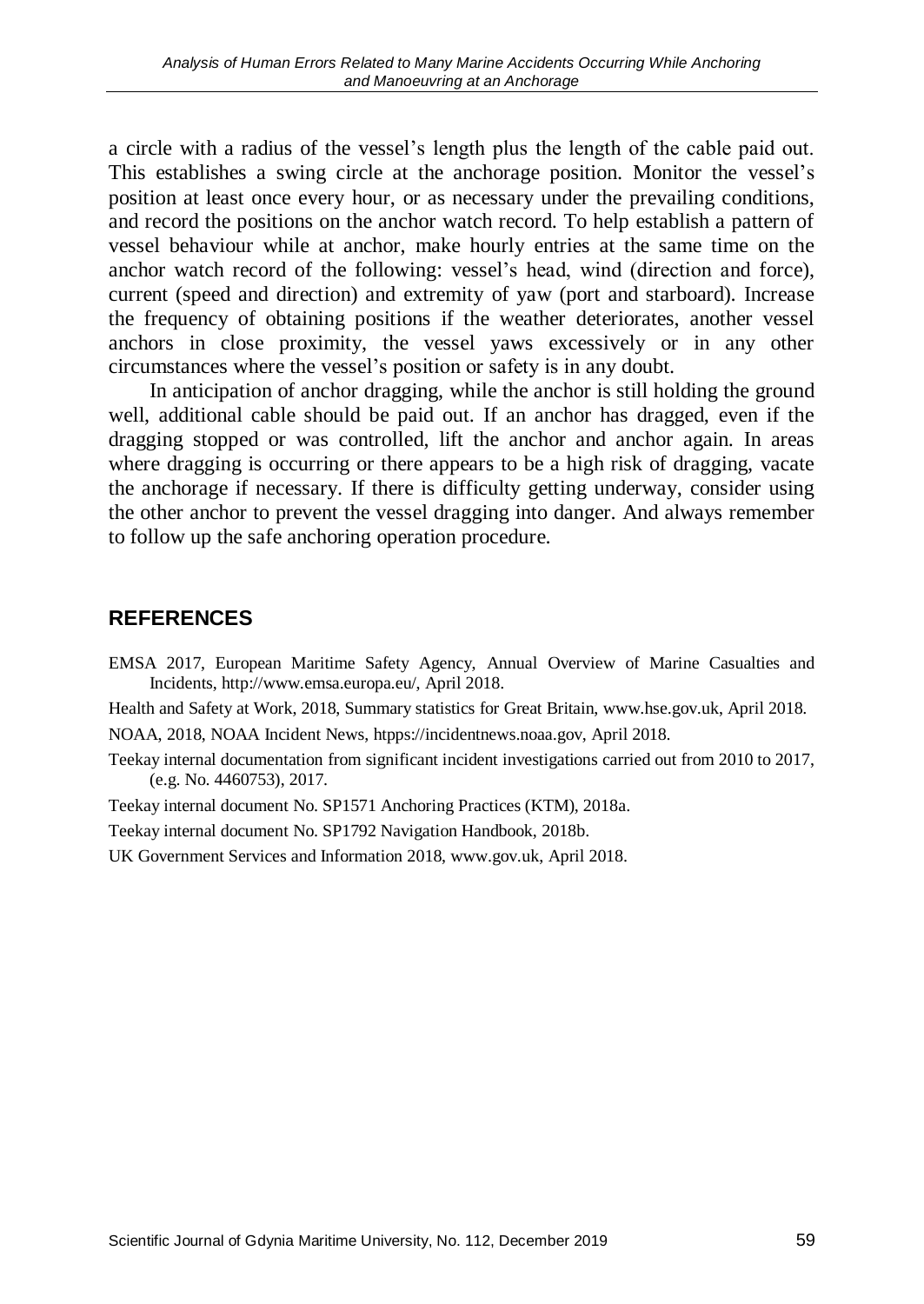a circle with a radius of the vessel's length plus the length of the cable paid out. This establishes a swing circle at the anchorage position. Monitor the vessel's position at least once every hour, or as necessary under the prevailing conditions, and record the positions on the anchor watch record. To help establish a pattern of vessel behaviour while at anchor, make hourly entries at the same time on the anchor watch record of the following: vessel's head, wind (direction and force), current (speed and direction) and extremity of yaw (port and starboard). Increase the frequency of obtaining positions if the weather deteriorates, another vessel anchors in close proximity, the vessel yaws excessively or in any other circumstances where the vessel's position or safety is in any doubt.

In anticipation of anchor dragging, while the anchor is still holding the ground well, additional cable should be paid out. If an anchor has dragged, even if the dragging stopped or was controlled, lift the anchor and anchor again. In areas where dragging is occurring or there appears to be a high risk of dragging, vacate the anchorage if necessary. If there is difficulty getting underway, consider using the other anchor to prevent the vessel dragging into danger. And always remember to follow up the safe anchoring operation procedure.

## REFERENCES

EMSA 2017, European Maritime Safety Agency, Annual Overview of Marine Casualties and Incidents, http://www.emsa.europa.eu/, April 2018.

Health and Safety at Work, 2018, Summary statistics for Great Britain, www.hse.gov.uk, April 2018.

NOAA, 2018, NOAA Incident News, htpps://incidentnews.noaa.gov, April 2018.

Teekay internal documentation from significant incident investigations carried out from 2010 to 2017, (e.g. No. 4460753), 2017.

Teekay internal document No. SP1571 Anchoring Practices (KTM), 2018a.

Teekay internal document No. SP1792 Navigation Handbook, 2018b.

UK Government Services and Information 2018, www.gov.uk, April 2018.